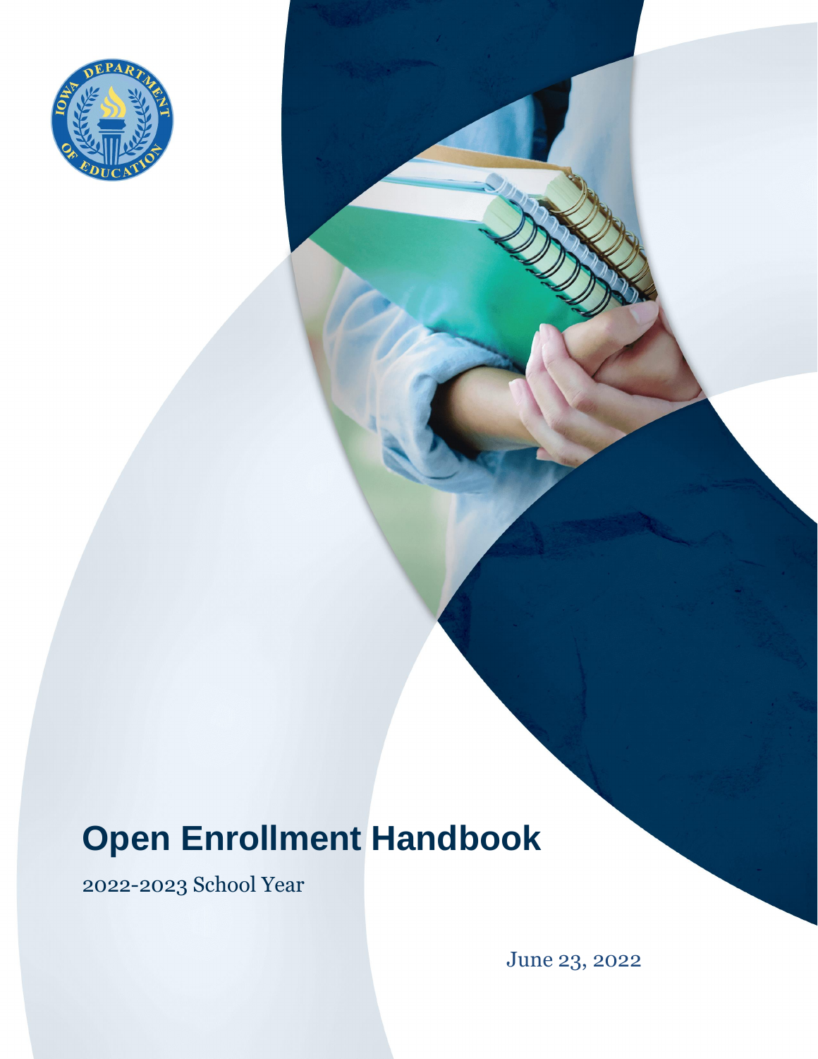# Open Enrollment Handbook

2022-2023 School Year

June 23, 2022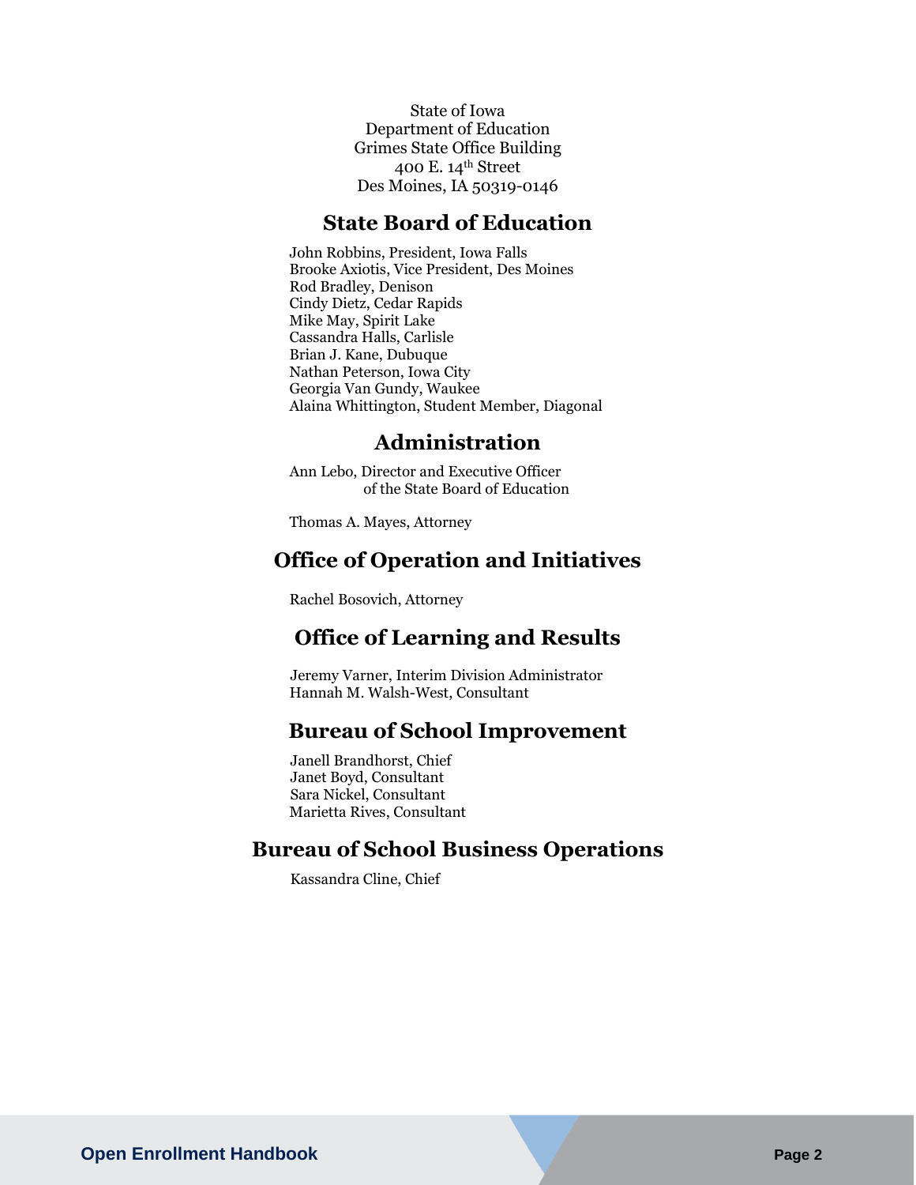State of Iowa
Department of Education
Grimes State Office Building
400 E. 14th Street
Des Moines, IA 50319-0146

## State Board of Education

John Robbins, President, Iowa Falls
Brooke Axiotis, Vice President, Des Moines
Rod Bradley, Denison
Cindy Dietz, Cedar Rapids
Mike May, Spirit Lake
Cassandra Halls, Carlisle
Brian J. Kane, Dubuque
Nathan Peterson, Iowa City
Georgia Van Gundy, Waukee
Alaina Whittington, Student Member, Diagonal

## Administration

Ann Lebo, Director and Executive Officer
of the State Board of Education

Thomas A. Mayes, Attorney

## Office of Operation and Initiatives

Rachel Bosovich, Attorney

## Office of Learning and Results

Jeremy Varner, Interim Division Administrator
Hannah M. Walsh-West, Consultant

## Bureau of School Improvement

Janell Brandhorst, Chief
Janet Boyd, Consultant
Sara Nickel, Consultant
Marietta Rives, Consultant

## Bureau of School Business Operations

Kassandra Cline, Chief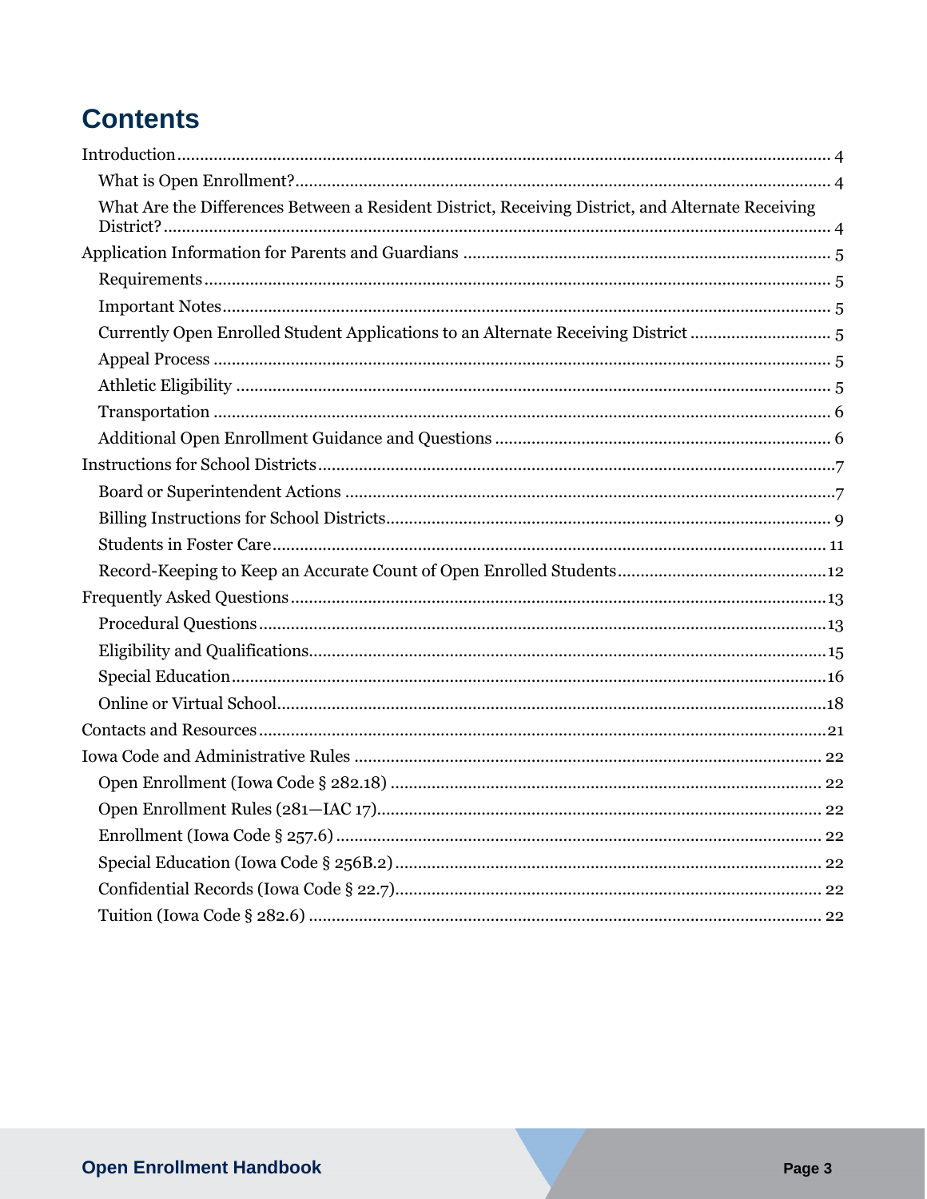# Contents

- Introduction ........ 4
  - What is Open Enrollment? ........ 4
  - What Are the Differences Between a Resident District, Receiving District, and Alternate Receiving District? ........ 4
- Application Information for Parents and Guardians ........ 5
  - Requirements ........ 5
  - Important Notes ........ 5
  - Currently Open Enrolled Student Applications to an Alternate Receiving District ........ 5
  - Appeal Process ........ 5
  - Athletic Eligibility ........ 5
  - Transportation ........ 6
  - Additional Open Enrollment Guidance and Questions ........ 6
- Instructions for School Districts ........ 7
  - Board or Superintendent Actions ........ 7
  - Billing Instructions for School Districts ........ 9
  - Students in Foster Care ........ 11
  - Record-Keeping to Keep an Accurate Count of Open Enrolled Students ........ 12
- Frequently Asked Questions ........ 13
  - Procedural Questions ........ 13
  - Eligibility and Qualifications ........ 15
  - Special Education ........ 16
  - Online or Virtual School ........ 18
- Contacts and Resources ........ 21
- Iowa Code and Administrative Rules ........ 22
  - Open Enrollment (Iowa Code § 282.18) ........ 22
  - Open Enrollment Rules (281—IAC 17) ........ 22
  - Enrollment (Iowa Code § 257.6) ........ 22
  - Special Education (Iowa Code § 256B.2) ........ 22
  - Confidential Records (Iowa Code § 22.7) ........ 22
  - Tuition (Iowa Code § 282.6) ........ 22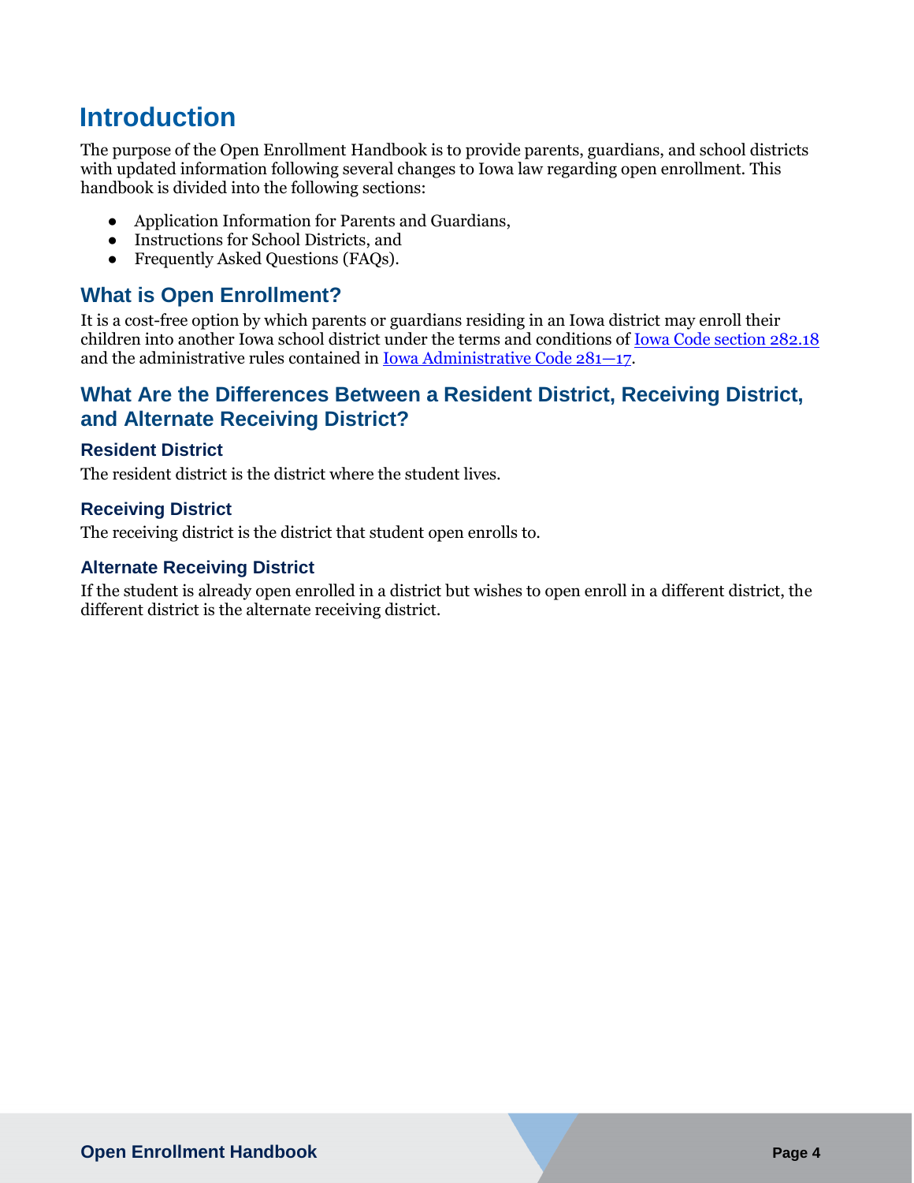# Introduction

The purpose of the Open Enrollment Handbook is to provide parents, guardians, and school districts with updated information following several changes to Iowa law regarding open enrollment. This handbook is divided into the following sections:

- Application Information for Parents and Guardians,
- Instructions for School Districts, and
- Frequently Asked Questions (FAQs).

## What is Open Enrollment?

It is a cost-free option by which parents or guardians residing in an Iowa district may enroll their children into another Iowa school district under the terms and conditions of [Iowa Code section 282.18] and the administrative rules contained in [Iowa Administrative Code 281—17].

## What Are the Differences Between a Resident District, Receiving District, and Alternate Receiving District?

### Resident District

The resident district is the district where the student lives.

### Receiving District

The receiving district is the district that student open enrolls to.

### Alternate Receiving District

If the student is already open enrolled in a district but wishes to open enroll in a different district, the different district is the alternate receiving district.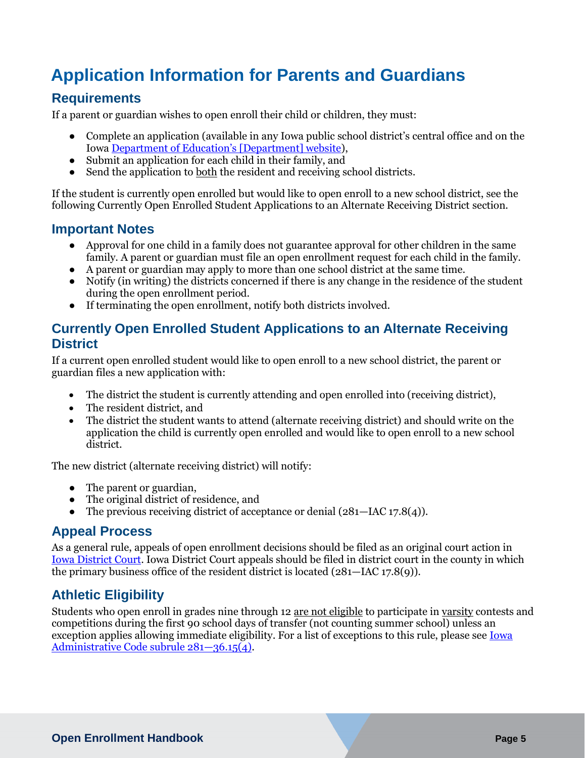# Application Information for Parents and Guardians

## Requirements

If a parent or guardian wishes to open enroll their child or children, they must:

- Complete an application (available in any Iowa public school district's central office and on the Iowa Department of Education's [Department] website),
- Submit an application for each child in their family, and
- Send the application to both the resident and receiving school districts.

If the student is currently open enrolled but would like to open enroll to a new school district, see the following Currently Open Enrolled Student Applications to an Alternate Receiving District section.

## Important Notes

- Approval for one child in a family does not guarantee approval for other children in the same family. A parent or guardian must file an open enrollment request for each child in the family.
- A parent or guardian may apply to more than one school district at the same time.
- Notify (in writing) the districts concerned if there is any change in the residence of the student during the open enrollment period.
- If terminating the open enrollment, notify both districts involved.

## Currently Open Enrolled Student Applications to an Alternate Receiving District

If a current open enrolled student would like to open enroll to a new school district, the parent or guardian files a new application with:

- The district the student is currently attending and open enrolled into (receiving district),
- The resident district, and
- The district the student wants to attend (alternate receiving district) and should write on the application the child is currently open enrolled and would like to open enroll to a new school district.

The new district (alternate receiving district) will notify:

- The parent or guardian,
- The original district of residence, and
- The previous receiving district of acceptance or denial (281—IAC 17.8(4)).

## Appeal Process

As a general rule, appeals of open enrollment decisions should be filed as an original court action in Iowa District Court. Iowa District Court appeals should be filed in district court in the county in which the primary business office of the resident district is located (281—IAC 17.8(9)).

## Athletic Eligibility

Students who open enroll in grades nine through 12 are not eligible to participate in varsity contests and competitions during the first 90 school days of transfer (not counting summer school) unless an exception applies allowing immediate eligibility. For a list of exceptions to this rule, please see Iowa Administrative Code subrule 281—36.15(4).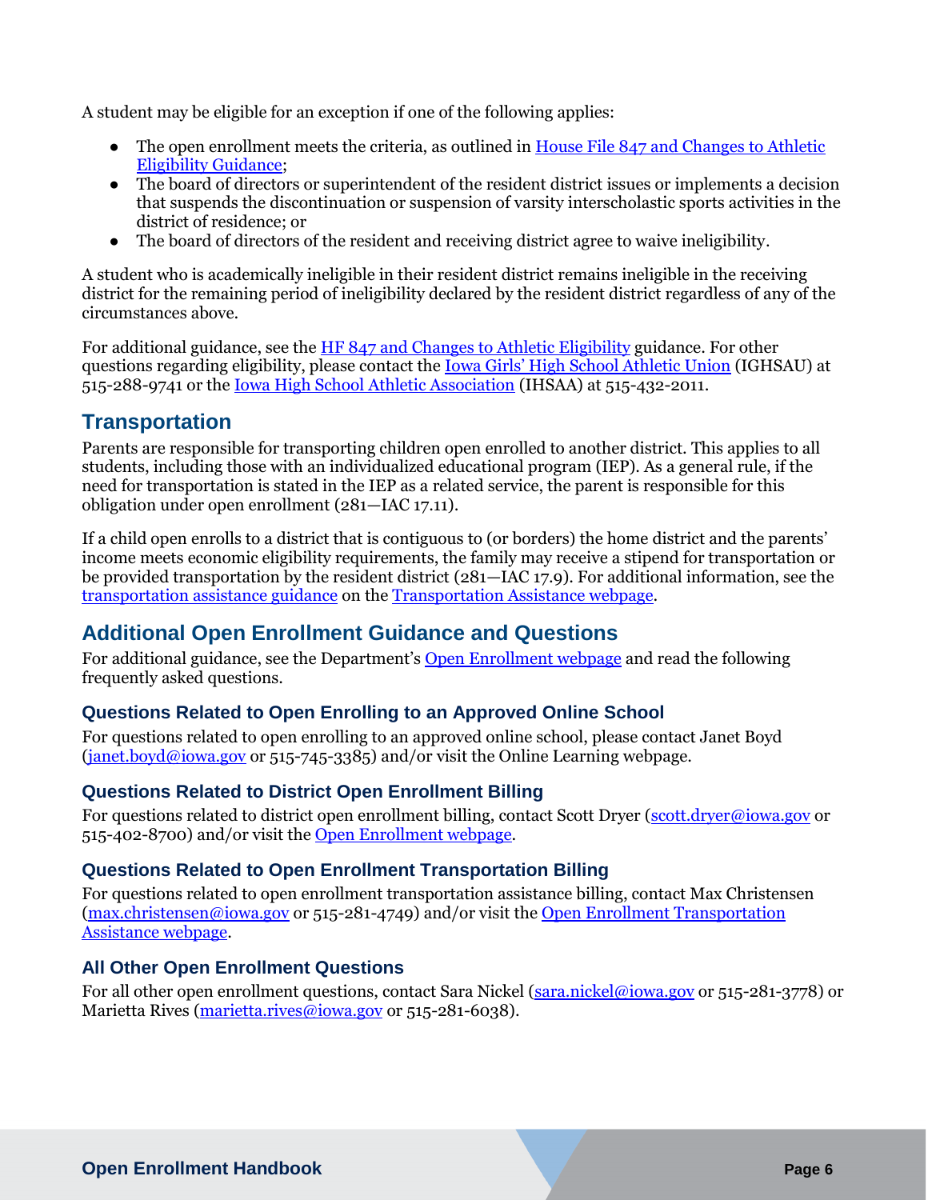A student may be eligible for an exception if one of the following applies:

- The open enrollment meets the criteria, as outlined in House File 847 and Changes to Athletic Eligibility Guidance;
- The board of directors or superintendent of the resident district issues or implements a decision that suspends the discontinuation or suspension of varsity interscholastic sports activities in the district of residence; or
- The board of directors of the resident and receiving district agree to waive ineligibility.

A student who is academically ineligible in their resident district remains ineligible in the receiving district for the remaining period of ineligibility declared by the resident district regardless of any of the circumstances above.

For additional guidance, see the HF 847 and Changes to Athletic Eligibility guidance. For other questions regarding eligibility, please contact the Iowa Girls' High School Athletic Union (IGHSAU) at 515-288-9741 or the Iowa High School Athletic Association (IHSAA) at 515-432-2011.

## Transportation

Parents are responsible for transporting children open enrolled to another district. This applies to all students, including those with an individualized educational program (IEP). As a general rule, if the need for transportation is stated in the IEP as a related service, the parent is responsible for this obligation under open enrollment (281—IAC 17.11).

If a child open enrolls to a district that is contiguous to (or borders) the home district and the parents' income meets economic eligibility requirements, the family may receive a stipend for transportation or be provided transportation by the resident district (281—IAC 17.9). For additional information, see the transportation assistance guidance on the Transportation Assistance webpage.

## Additional Open Enrollment Guidance and Questions

For additional guidance, see the Department's Open Enrollment webpage and read the following frequently asked questions.

### Questions Related to Open Enrolling to an Approved Online School

For questions related to open enrolling to an approved online school, please contact Janet Boyd (janet.boyd@iowa.gov or 515-745-3385) and/or visit the Online Learning webpage.

### Questions Related to District Open Enrollment Billing

For questions related to district open enrollment billing, contact Scott Dryer (scott.dryer@iowa.gov or 515-402-8700) and/or visit the Open Enrollment webpage.

### Questions Related to Open Enrollment Transportation Billing

For questions related to open enrollment transportation assistance billing, contact Max Christensen (max.christensen@iowa.gov or 515-281-4749) and/or visit the Open Enrollment Transportation Assistance webpage.

### All Other Open Enrollment Questions

For all other open enrollment questions, contact Sara Nickel (sara.nickel@iowa.gov or 515-281-3778) or Marietta Rives (marietta.rives@iowa.gov or 515-281-6038).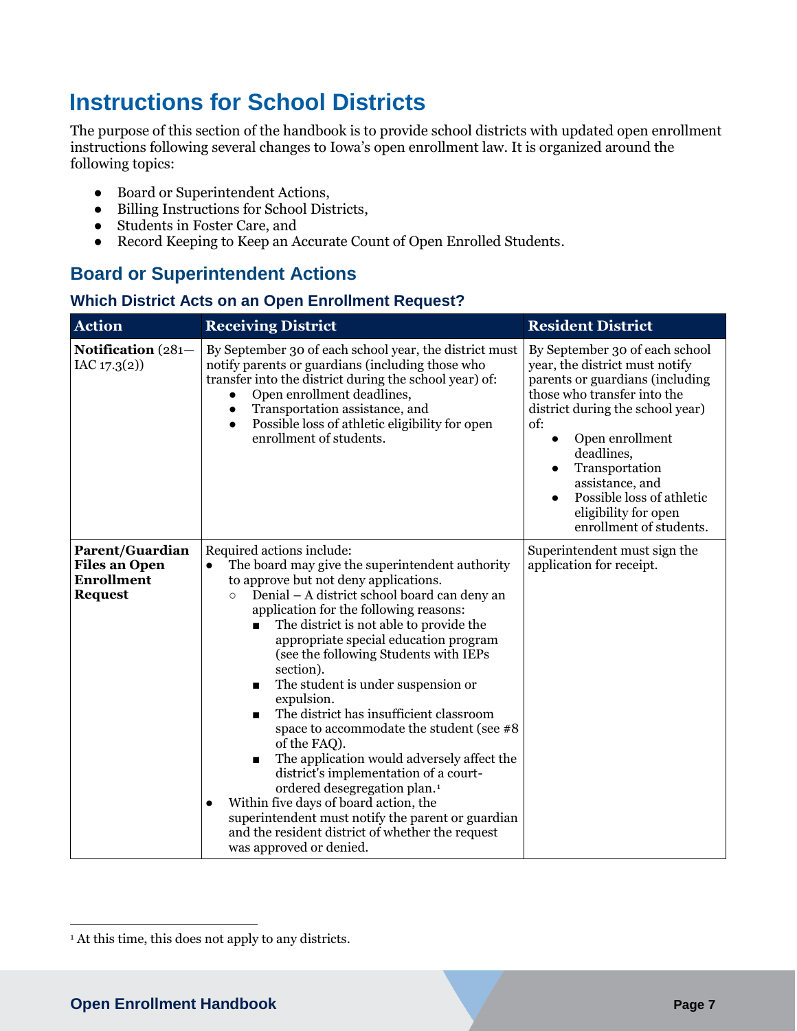# Instructions for School Districts

The purpose of this section of the handbook is to provide school districts with updated open enrollment instructions following several changes to Iowa's open enrollment law. It is organized around the following topics:

- Board or Superintendent Actions,
- Billing Instructions for School Districts,
- Students in Foster Care, and
- Record Keeping to Keep an Accurate Count of Open Enrolled Students.

## Board or Superintendent Actions

### Which District Acts on an Open Enrollment Request?

| Action | Receiving District | Resident District |
|---|---|---|
| **Notification** (281—IAC 17.3(2)) | By September 30 of each school year, the district must notify parents or guardians (including those who transfer into the district during the school year) of: <br>• Open enrollment deadlines, <br>• Transportation assistance, and <br>• Possible loss of athletic eligibility for open enrollment of students. | By September 30 of each school year, the district must notify parents or guardians (including those who transfer into the district during the school year) of: <br>• Open enrollment deadlines, <br>• Transportation assistance, and <br>• Possible loss of athletic eligibility for open enrollment of students. |
| **Parent/Guardian Files an Open Enrollment Request** | Required actions include: <br>• The board may give the superintendent authority to approve but not deny applications. <br>  ○ Denial – A district school board can deny an application for the following reasons: <br>    ▪ The district is not able to provide the appropriate special education program (see the following Students with IEPs section). <br>    ▪ The student is under suspension or expulsion. <br>    ▪ The district has insufficient classroom space to accommodate the student (see #8 of the FAQ). <br>    ▪ The application would adversely affect the district's implementation of a court-ordered desegregation plan.[1] <br>• Within five days of board action, the superintendent must notify the parent or guardian and the resident district of whether the request was approved or denied. | Superintendent must sign the application for receipt. |

[1] At this time, this does not apply to any districts.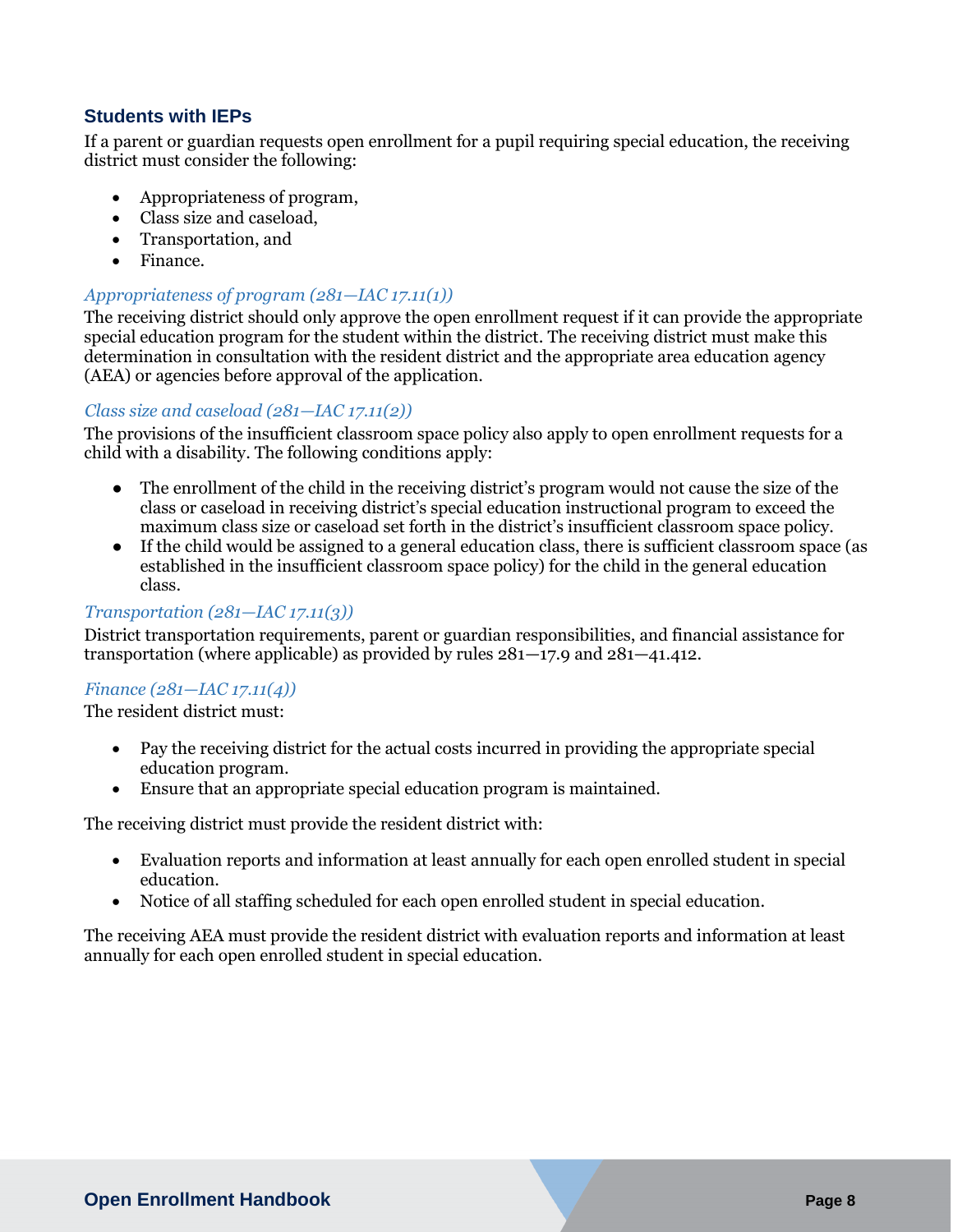## Students with IEPs

If a parent or guardian requests open enrollment for a pupil requiring special education, the receiving district must consider the following:

- Appropriateness of program,
- Class size and caseload,
- Transportation, and
- Finance.

### *Appropriateness of program (281—IAC 17.11(1))*

The receiving district should only approve the open enrollment request if it can provide the appropriate special education program for the student within the district. The receiving district must make this determination in consultation with the resident district and the appropriate area education agency (AEA) or agencies before approval of the application.

### *Class size and caseload (281—IAC 17.11(2))*

The provisions of the insufficient classroom space policy also apply to open enrollment requests for a child with a disability. The following conditions apply:

- The enrollment of the child in the receiving district's program would not cause the size of the class or caseload in receiving district's special education instructional program to exceed the maximum class size or caseload set forth in the district's insufficient classroom space policy.
- If the child would be assigned to a general education class, there is sufficient classroom space (as established in the insufficient classroom space policy) for the child in the general education class.

### *Transportation (281—IAC 17.11(3))*

District transportation requirements, parent or guardian responsibilities, and financial assistance for transportation (where applicable) as provided by rules 281—17.9 and 281—41.412.

### *Finance (281—IAC 17.11(4))*

The resident district must:

- Pay the receiving district for the actual costs incurred in providing the appropriate special education program.
- Ensure that an appropriate special education program is maintained.

The receiving district must provide the resident district with:

- Evaluation reports and information at least annually for each open enrolled student in special education.
- Notice of all staffing scheduled for each open enrolled student in special education.

The receiving AEA must provide the resident district with evaluation reports and information at least annually for each open enrolled student in special education.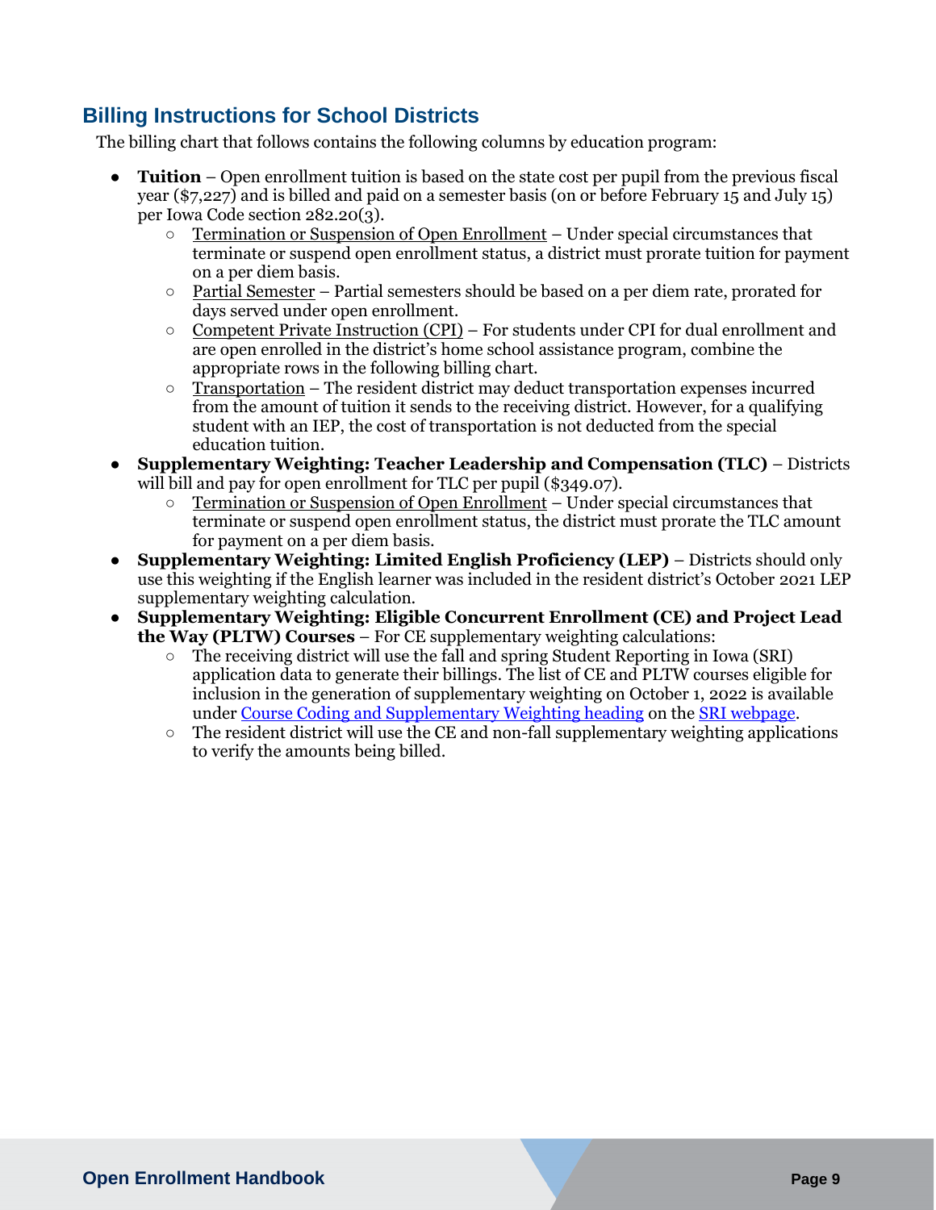## Billing Instructions for School Districts

The billing chart that follows contains the following columns by education program:

- **Tuition** – Open enrollment tuition is based on the state cost per pupil from the previous fiscal year ($7,227) and is billed and paid on a semester basis (on or before February 15 and July 15) per Iowa Code section 282.20(3).
    - Termination or Suspension of Open Enrollment – Under special circumstances that terminate or suspend open enrollment status, a district must prorate tuition for payment on a per diem basis.
    - Partial Semester – Partial semesters should be based on a per diem rate, prorated for days served under open enrollment.
    - Competent Private Instruction (CPI) – For students under CPI for dual enrollment and are open enrolled in the district's home school assistance program, combine the appropriate rows in the following billing chart.
    - Transportation – The resident district may deduct transportation expenses incurred from the amount of tuition it sends to the receiving district. However, for a qualifying student with an IEP, the cost of transportation is not deducted from the special education tuition.
- **Supplementary Weighting: Teacher Leadership and Compensation (TLC)** – Districts will bill and pay for open enrollment for TLC per pupil ($349.07).
    - Termination or Suspension of Open Enrollment – Under special circumstances that terminate or suspend open enrollment status, the district must prorate the TLC amount for payment on a per diem basis.
- **Supplementary Weighting: Limited English Proficiency (LEP)** – Districts should only use this weighting if the English learner was included in the resident district's October 2021 LEP supplementary weighting calculation.
- **Supplementary Weighting: Eligible Concurrent Enrollment (CE) and Project Lead the Way (PLTW) Courses** – For CE supplementary weighting calculations:
    - The receiving district will use the fall and spring Student Reporting in Iowa (SRI) application data to generate their billings. The list of CE and PLTW courses eligible for inclusion in the generation of supplementary weighting on October 1, 2022 is available under Course Coding and Supplementary Weighting heading on the SRI webpage.
    - The resident district will use the CE and non-fall supplementary weighting applications to verify the amounts being billed.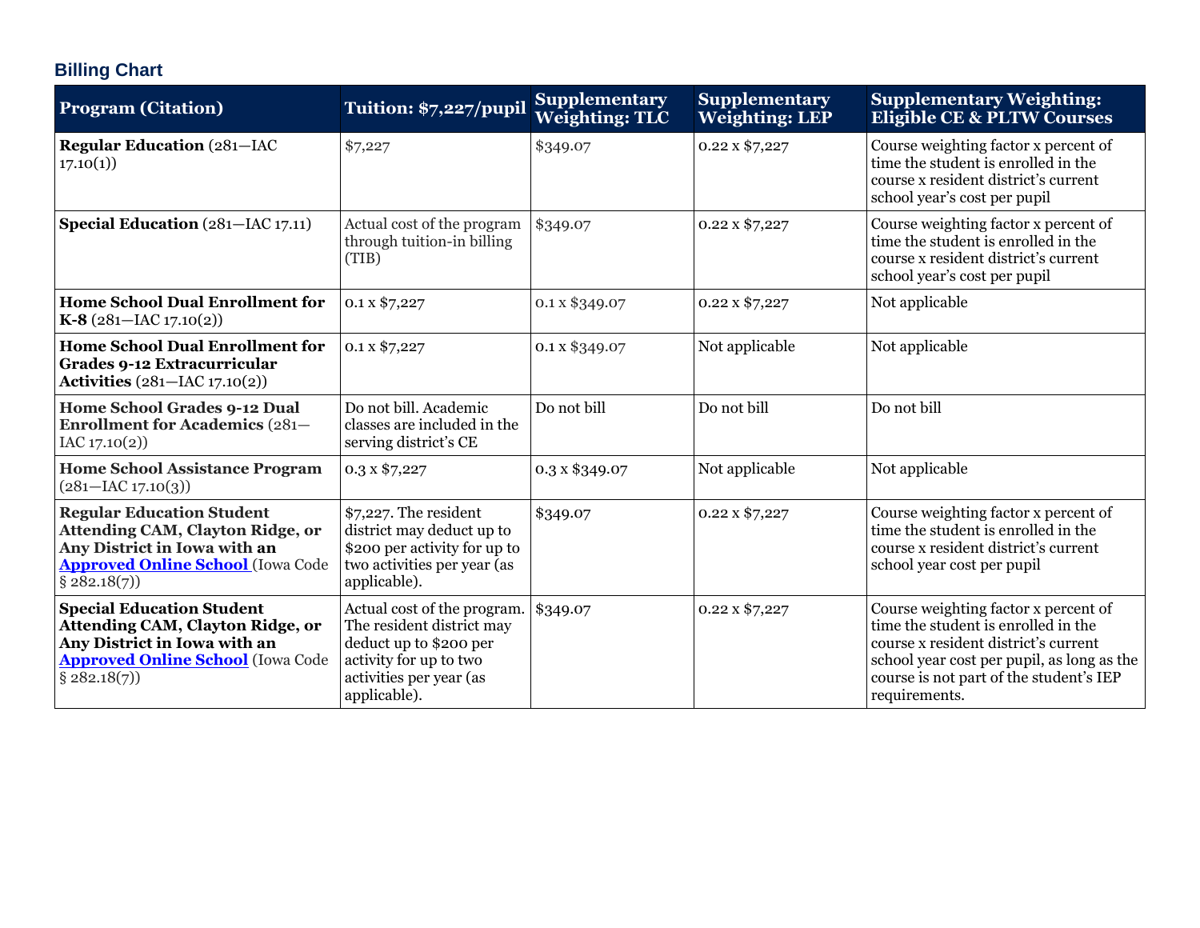## Billing Chart

| Program (Citation) | Tuition: $7,227/pupil | Supplementary Weighting: TLC | Supplementary Weighting: LEP | Supplementary Weighting: Eligible CE & PLTW Courses |
|---|---|---|---|---|
| **Regular Education** (281—IAC 17.10(1)) | $7,227 | $349.07 | 0.22 x $7,227 | Course weighting factor x percent of time the student is enrolled in the course x resident district's current school year's cost per pupil |
| **Special Education** (281—IAC 17.11) | Actual cost of the program through tuition-in billing (TIB) | $349.07 | 0.22 x $7,227 | Course weighting factor x percent of time the student is enrolled in the course x resident district's current school year's cost per pupil |
| **Home School Dual Enrollment for K-8** (281—IAC 17.10(2)) | 0.1 x $7,227 | 0.1 x $349.07 | 0.22 x $7,227 | Not applicable |
| **Home School Dual Enrollment for Grades 9-12 Extracurricular Activities** (281—IAC 17.10(2)) | 0.1 x $7,227 | 0.1 x $349.07 | Not applicable | Not applicable |
| **Home School Grades 9-12 Dual Enrollment for Academics** (281—IAC 17.10(2)) | Do not bill. Academic classes are included in the serving district's CE | Do not bill | Do not bill | Do not bill |
| **Home School Assistance Program** (281—IAC 17.10(3)) | 0.3 x $7,227 | 0.3 x $349.07 | Not applicable | Not applicable |
| **Regular Education Student Attending CAM, Clayton Ridge, or Any District in Iowa with an Approved Online School** (Iowa Code § 282.18(7)) | $7,227. The resident district may deduct up to $200 per activity for up to two activities per year (as applicable). | $349.07 | 0.22 x $7,227 | Course weighting factor x percent of time the student is enrolled in the course x resident district's current school year cost per pupil |
| **Special Education Student Attending CAM, Clayton Ridge, or Any District in Iowa with an Approved Online School** (Iowa Code § 282.18(7)) | Actual cost of the program. The resident district may deduct up to $200 per activity for up to two activities per year (as applicable). | $349.07 | 0.22 x $7,227 | Course weighting factor x percent of time the student is enrolled in the course x resident district's current school year cost per pupil, as long as the course is not part of the student's IEP requirements. |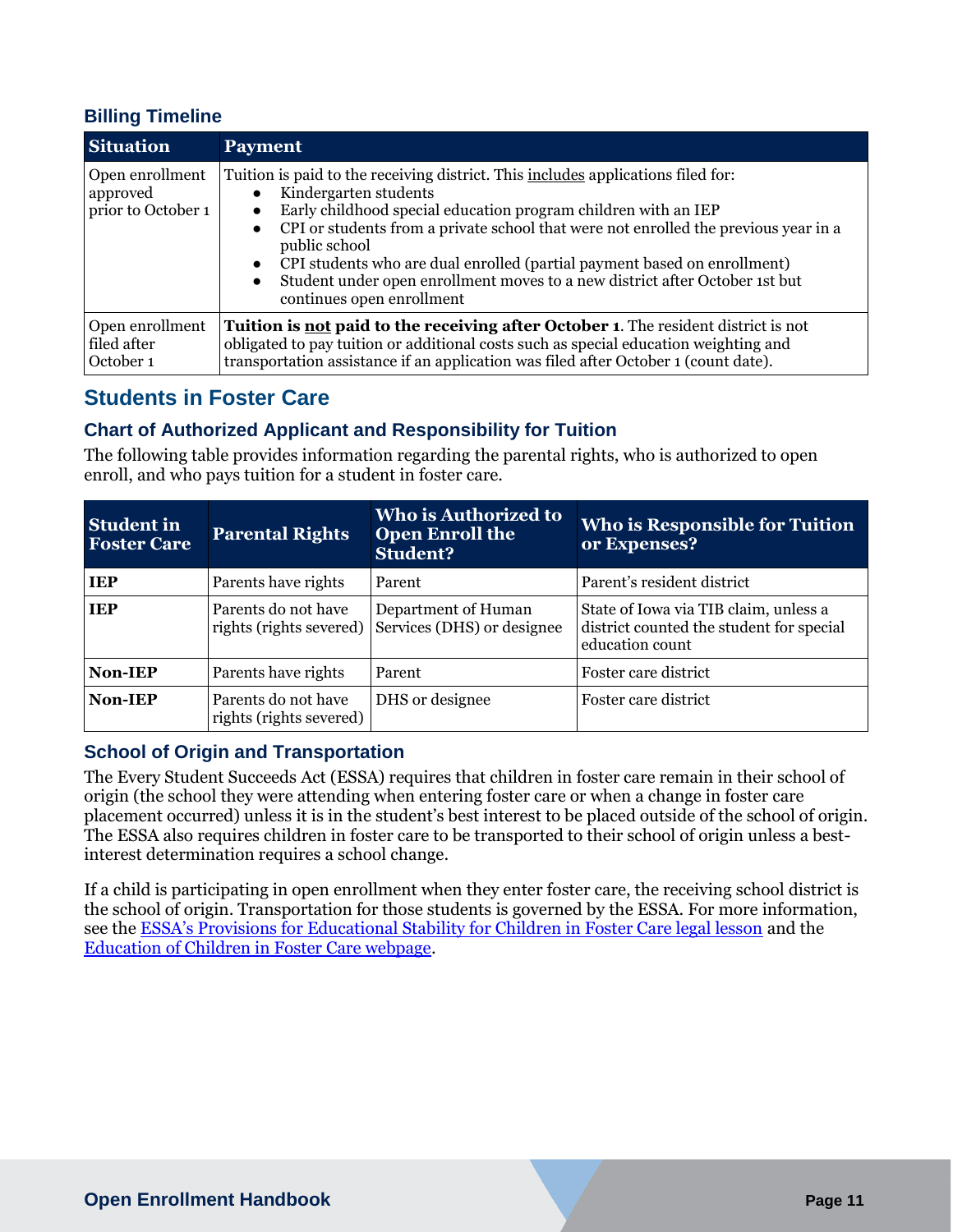### Billing Timeline

| Situation | Payment |
|---|---|
| Open enrollment approved prior to October 1 | Tuition is paid to the receiving district. This <u>includes</u> applications filed for:<br>• Kindergarten students<br>• Early childhood special education program children with an IEP<br>• CPI or students from a private school that were not enrolled the previous year in a public school<br>• CPI students who are dual enrolled (partial payment based on enrollment)<br>• Student under open enrollment moves to a new district after October 1st but continues open enrollment |
| Open enrollment filed after October 1 | **Tuition is <u>not</u> paid to the receiving after October 1**. The resident district is not obligated to pay tuition or additional costs such as special education weighting and transportation assistance if an application was filed after October 1 (count date). |

## Students in Foster Care

### Chart of Authorized Applicant and Responsibility for Tuition

The following table provides information regarding the parental rights, who is authorized to open enroll, and who pays tuition for a student in foster care.

| Student in Foster Care | Parental Rights | Who is Authorized to Open Enroll the Student? | Who is Responsible for Tuition or Expenses? |
|---|---|---|---|
| **IEP** | Parents have rights | Parent | Parent's resident district |
| **IEP** | Parents do not have rights (rights severed) | Department of Human Services (DHS) or designee | State of Iowa via TIB claim, unless a district counted the student for special education count |
| **Non-IEP** | Parents have rights | Parent | Foster care district |
| **Non-IEP** | Parents do not have rights (rights severed) | DHS or designee | Foster care district |

### School of Origin and Transportation

The Every Student Succeeds Act (ESSA) requires that children in foster care remain in their school of origin (the school they were attending when entering foster care or when a change in foster care placement occurred) unless it is in the student's best interest to be placed outside of the school of origin. The ESSA also requires children in foster care to be transported to their school of origin unless a best-interest determination requires a school change.

If a child is participating in open enrollment when they enter foster care, the receiving school district is the school of origin. Transportation for those students is governed by the ESSA. For more information, see the ESSA's Provisions for Educational Stability for Children in Foster Care legal lesson and the Education of Children in Foster Care webpage.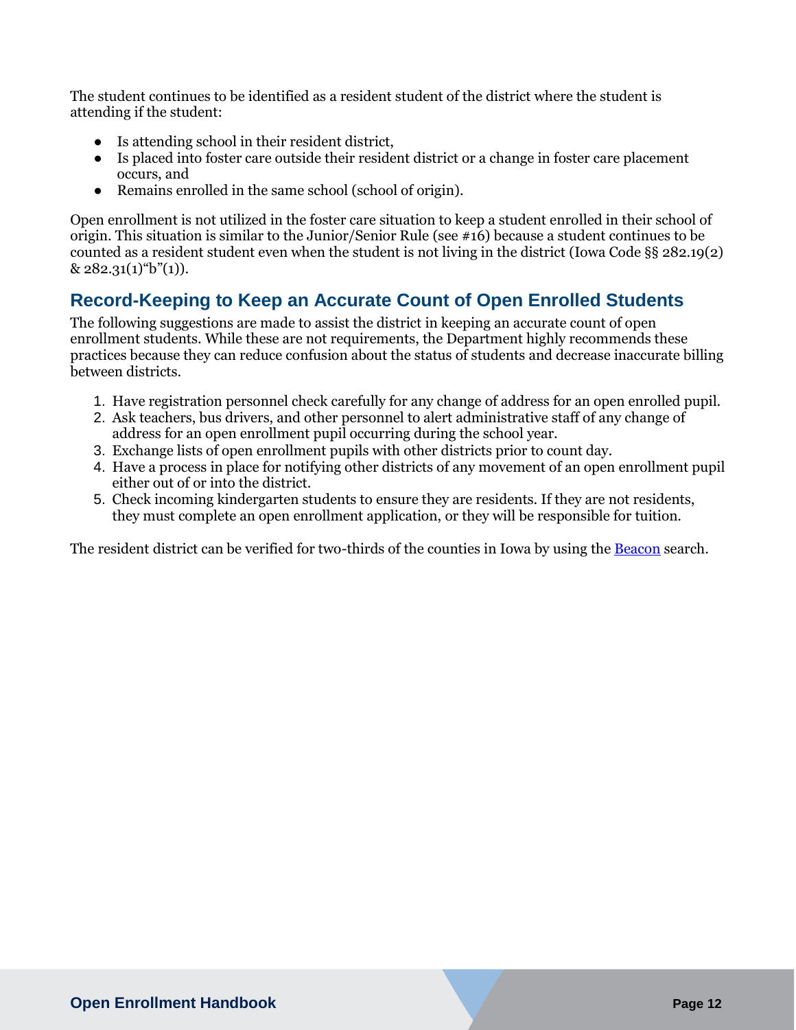The student continues to be identified as a resident student of the district where the student is attending if the student:

- Is attending school in their resident district,
- Is placed into foster care outside their resident district or a change in foster care placement occurs, and
- Remains enrolled in the same school (school of origin).

Open enrollment is not utilized in the foster care situation to keep a student enrolled in their school of origin. This situation is similar to the Junior/Senior Rule (see #16) because a student continues to be counted as a resident student even when the student is not living in the district (Iowa Code §§ 282.19(2) & 282.31(1)"b"(1)).

## Record-Keeping to Keep an Accurate Count of Open Enrolled Students

The following suggestions are made to assist the district in keeping an accurate count of open enrollment students. While these are not requirements, the Department highly recommends these practices because they can reduce confusion about the status of students and decrease inaccurate billing between districts.

1. Have registration personnel check carefully for any change of address for an open enrolled pupil.
2. Ask teachers, bus drivers, and other personnel to alert administrative staff of any change of address for an open enrollment pupil occurring during the school year.
3. Exchange lists of open enrollment pupils with other districts prior to count day.
4. Have a process in place for notifying other districts of any movement of an open enrollment pupil either out of or into the district.
5. Check incoming kindergarten students to ensure they are residents. If they are not residents, they must complete an open enrollment application, or they will be responsible for tuition.

The resident district can be verified for two-thirds of the counties in Iowa by using the Beacon search.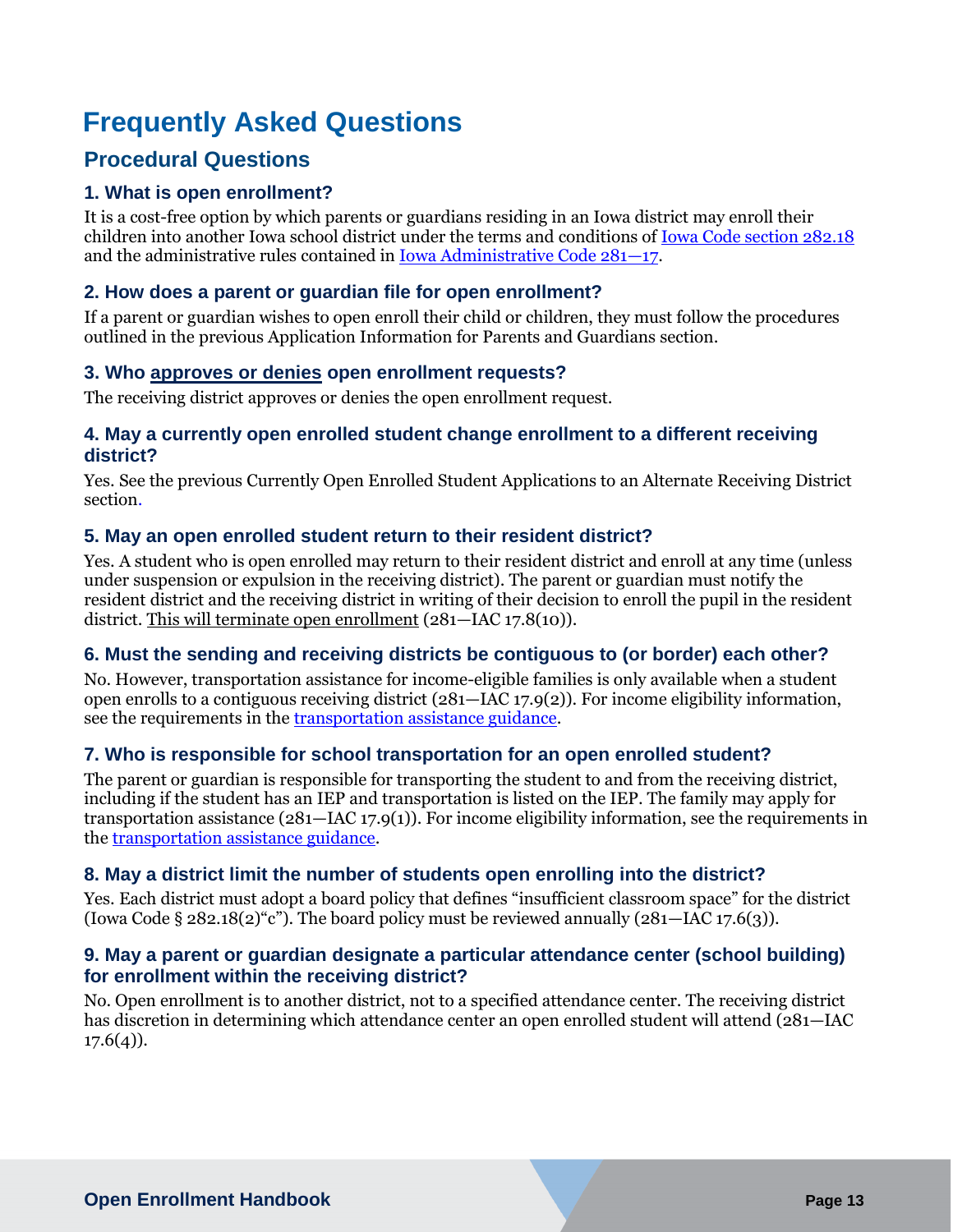# Frequently Asked Questions

## Procedural Questions

### 1. What is open enrollment?

It is a cost-free option by which parents or guardians residing in an Iowa district may enroll their children into another Iowa school district under the terms and conditions of [Iowa Code section 282.18](#) and the administrative rules contained in [Iowa Administrative Code 281—17](#).

### 2. How does a parent or guardian file for open enrollment?

If a parent or guardian wishes to open enroll their child or children, they must follow the procedures outlined in the previous Application Information for Parents and Guardians section.

### 3. Who approves or denies open enrollment requests?

The receiving district approves or denies the open enrollment request.

### 4. May a currently open enrolled student change enrollment to a different receiving district?

Yes. See the previous Currently Open Enrolled Student Applications to an Alternate Receiving District section.

### 5. May an open enrolled student return to their resident district?

Yes. A student who is open enrolled may return to their resident district and enroll at any time (unless under suspension or expulsion in the receiving district). The parent or guardian must notify the resident district and the receiving district in writing of their decision to enroll the pupil in the resident district. This will terminate open enrollment (281—IAC 17.8(10)).

### 6. Must the sending and receiving districts be contiguous to (or border) each other?

No. However, transportation assistance for income-eligible families is only available when a student open enrolls to a contiguous receiving district (281—IAC 17.9(2)). For income eligibility information, see the requirements in the [transportation assistance guidance](#).

### 7. Who is responsible for school transportation for an open enrolled student?

The parent or guardian is responsible for transporting the student to and from the receiving district, including if the student has an IEP and transportation is listed on the IEP. The family may apply for transportation assistance (281—IAC 17.9(1)). For income eligibility information, see the requirements in the [transportation assistance guidance](#).

### 8. May a district limit the number of students open enrolling into the district?

Yes. Each district must adopt a board policy that defines "insufficient classroom space" for the district (Iowa Code § 282.18(2)"c"). The board policy must be reviewed annually (281—IAC 17.6(3)).

### 9. May a parent or guardian designate a particular attendance center (school building) for enrollment within the receiving district?

No. Open enrollment is to another district, not to a specified attendance center. The receiving district has discretion in determining which attendance center an open enrolled student will attend (281—IAC 17.6(4)).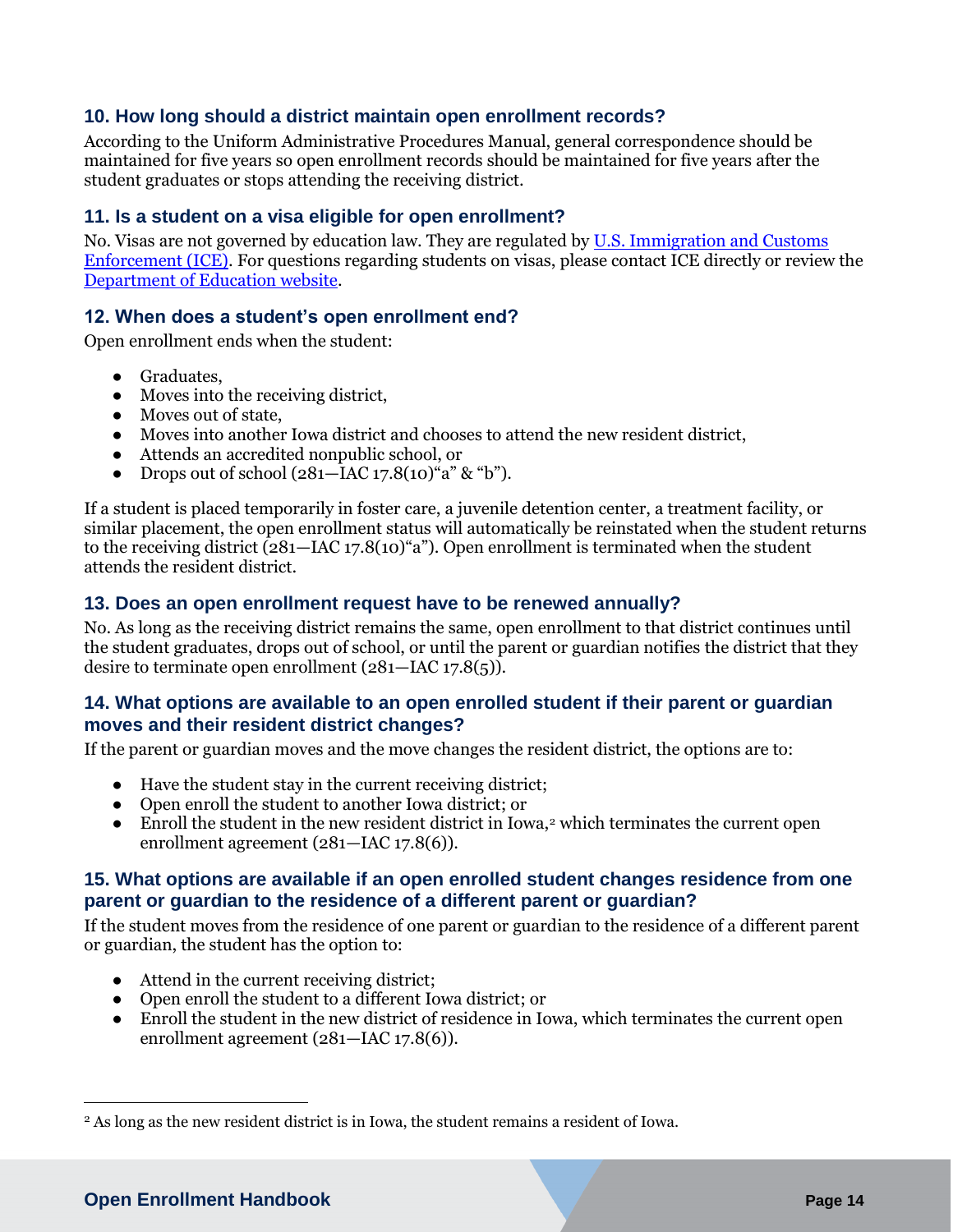### 10. How long should a district maintain open enrollment records?

According to the Uniform Administrative Procedures Manual, general correspondence should be maintained for five years so open enrollment records should be maintained for five years after the student graduates or stops attending the receiving district.

### 11. Is a student on a visa eligible for open enrollment?

No. Visas are not governed by education law. They are regulated by [U.S. Immigration and Customs Enforcement (ICE)](). For questions regarding students on visas, please contact ICE directly or review the [Department of Education website]().

### 12. When does a student's open enrollment end?

Open enrollment ends when the student:

- Graduates,
- Moves into the receiving district,
- Moves out of state,
- Moves into another Iowa district and chooses to attend the new resident district,
- Attends an accredited nonpublic school, or
- Drops out of school (281—IAC 17.8(10)"a" & "b").

If a student is placed temporarily in foster care, a juvenile detention center, a treatment facility, or similar placement, the open enrollment status will automatically be reinstated when the student returns to the receiving district (281—IAC 17.8(10)"a"). Open enrollment is terminated when the student attends the resident district.

### 13. Does an open enrollment request have to be renewed annually?

No. As long as the receiving district remains the same, open enrollment to that district continues until the student graduates, drops out of school, or until the parent or guardian notifies the district that they desire to terminate open enrollment (281—IAC 17.8(5)).

### 14. What options are available to an open enrolled student if their parent or guardian moves and their resident district changes?

If the parent or guardian moves and the move changes the resident district, the options are to:

- Have the student stay in the current receiving district;
- Open enroll the student to another Iowa district; or
- Enroll the student in the new resident district in Iowa,[2] which terminates the current open enrollment agreement (281—IAC 17.8(6)).

### 15. What options are available if an open enrolled student changes residence from one parent or guardian to the residence of a different parent or guardian?

If the student moves from the residence of one parent or guardian to the residence of a different parent or guardian, the student has the option to:

- Attend in the current receiving district;
- Open enroll the student to a different Iowa district; or
- Enroll the student in the new district of residence in Iowa, which terminates the current open enrollment agreement (281—IAC 17.8(6)).

---

[2] As long as the new resident district is in Iowa, the student remains a resident of Iowa.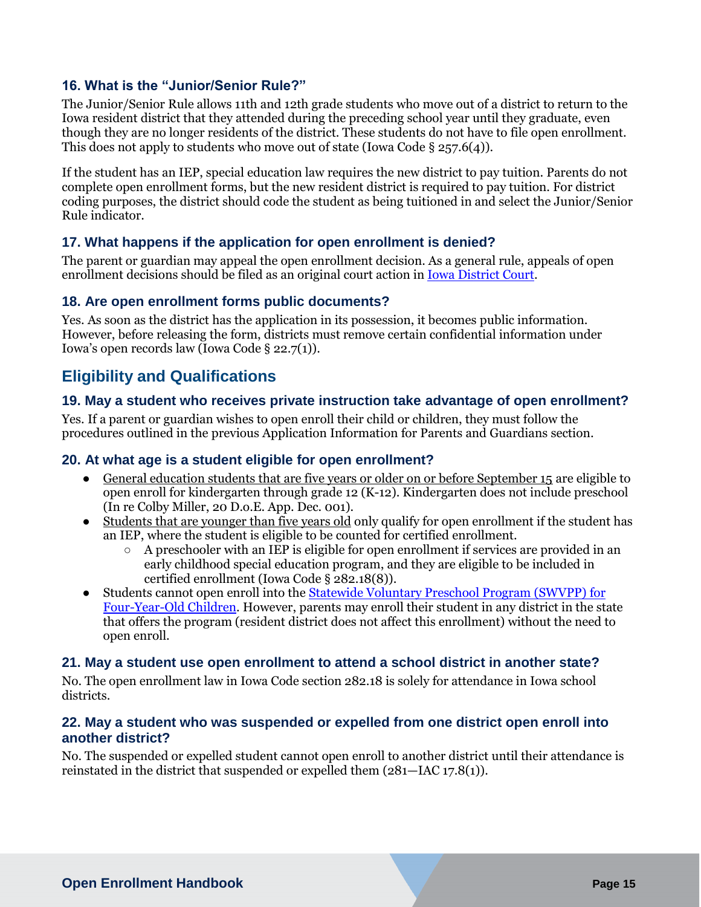### 16. What is the "Junior/Senior Rule?"

The Junior/Senior Rule allows 11th and 12th grade students who move out of a district to return to the Iowa resident district that they attended during the preceding school year until they graduate, even though they are no longer residents of the district. These students do not have to file open enrollment. This does not apply to students who move out of state (Iowa Code § 257.6(4)).

If the student has an IEP, special education law requires the new district to pay tuition. Parents do not complete open enrollment forms, but the new resident district is required to pay tuition. For district coding purposes, the district should code the student as being tuitioned in and select the Junior/Senior Rule indicator.

### 17. What happens if the application for open enrollment is denied?

The parent or guardian may appeal the open enrollment decision. As a general rule, appeals of open enrollment decisions should be filed as an original court action in Iowa District Court.

### 18. Are open enrollment forms public documents?

Yes. As soon as the district has the application in its possession, it becomes public information. However, before releasing the form, districts must remove certain confidential information under Iowa's open records law (Iowa Code § 22.7(1)).

## Eligibility and Qualifications

### 19. May a student who receives private instruction take advantage of open enrollment?

Yes. If a parent or guardian wishes to open enroll their child or children, they must follow the procedures outlined in the previous Application Information for Parents and Guardians section.

### 20. At what age is a student eligible for open enrollment?

- General education students that are five years or older on or before September 15 are eligible to open enroll for kindergarten through grade 12 (K-12). Kindergarten does not include preschool (In re Colby Miller, 20 D.o.E. App. Dec. 001).
- Students that are younger than five years old only qualify for open enrollment if the student has an IEP, where the student is eligible to be counted for certified enrollment.
  - A preschooler with an IEP is eligible for open enrollment if services are provided in an early childhood special education program, and they are eligible to be included in certified enrollment (Iowa Code § 282.18(8)).
- Students cannot open enroll into the Statewide Voluntary Preschool Program (SWVPP) for Four-Year-Old Children. However, parents may enroll their student in any district in the state that offers the program (resident district does not affect this enrollment) without the need to open enroll.

### 21. May a student use open enrollment to attend a school district in another state?

No. The open enrollment law in Iowa Code section 282.18 is solely for attendance in Iowa school districts.

### 22. May a student who was suspended or expelled from one district open enroll into another district?

No. The suspended or expelled student cannot open enroll to another district until their attendance is reinstated in the district that suspended or expelled them (281—IAC 17.8(1)).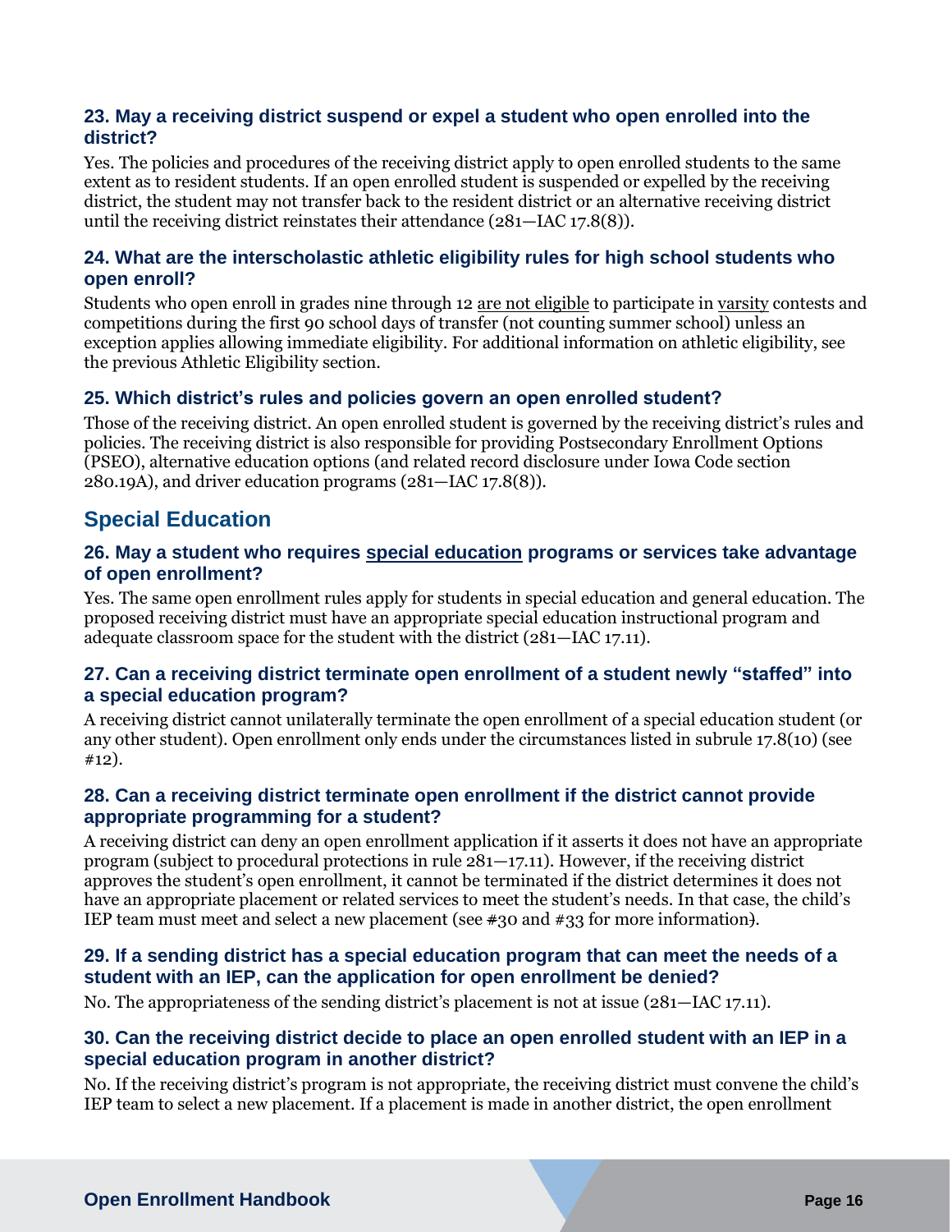### 23. May a receiving district suspend or expel a student who open enrolled into the district?

Yes. The policies and procedures of the receiving district apply to open enrolled students to the same extent as to resident students. If an open enrolled student is suspended or expelled by the receiving district, the student may not transfer back to the resident district or an alternative receiving district until the receiving district reinstates their attendance (281—IAC 17.8(8)).

### 24. What are the interscholastic athletic eligibility rules for high school students who open enroll?

Students who open enroll in grades nine through 12 are not eligible to participate in varsity contests and competitions during the first 90 school days of transfer (not counting summer school) unless an exception applies allowing immediate eligibility. For additional information on athletic eligibility, see the previous Athletic Eligibility section.

### 25. Which district's rules and policies govern an open enrolled student?

Those of the receiving district. An open enrolled student is governed by the receiving district's rules and policies. The receiving district is also responsible for providing Postsecondary Enrollment Options (PSEO), alternative education options (and related record disclosure under Iowa Code section 280.19A), and driver education programs (281—IAC 17.8(8)).

## Special Education

### 26. May a student who requires special education programs or services take advantage of open enrollment?

Yes. The same open enrollment rules apply for students in special education and general education. The proposed receiving district must have an appropriate special education instructional program and adequate classroom space for the student with the district (281—IAC 17.11).

### 27. Can a receiving district terminate open enrollment of a student newly "staffed" into a special education program?

A receiving district cannot unilaterally terminate the open enrollment of a special education student (or any other student). Open enrollment only ends under the circumstances listed in subrule 17.8(10) (see #12).

### 28. Can a receiving district terminate open enrollment if the district cannot provide appropriate programming for a student?

A receiving district can deny an open enrollment application if it asserts it does not have an appropriate program (subject to procedural protections in rule 281—17.11). However, if the receiving district approves the student's open enrollment, it cannot be terminated if the district determines it does not have an appropriate placement or related services to meet the student's needs. In that case, the child's IEP team must meet and select a new placement (see #30 and #33 for more information).

### 29. If a sending district has a special education program that can meet the needs of a student with an IEP, can the application for open enrollment be denied?

No. The appropriateness of the sending district's placement is not at issue (281—IAC 17.11).

### 30. Can the receiving district decide to place an open enrolled student with an IEP in a special education program in another district?

No. If the receiving district's program is not appropriate, the receiving district must convene the child's IEP team to select a new placement. If a placement is made in another district, the open enrollment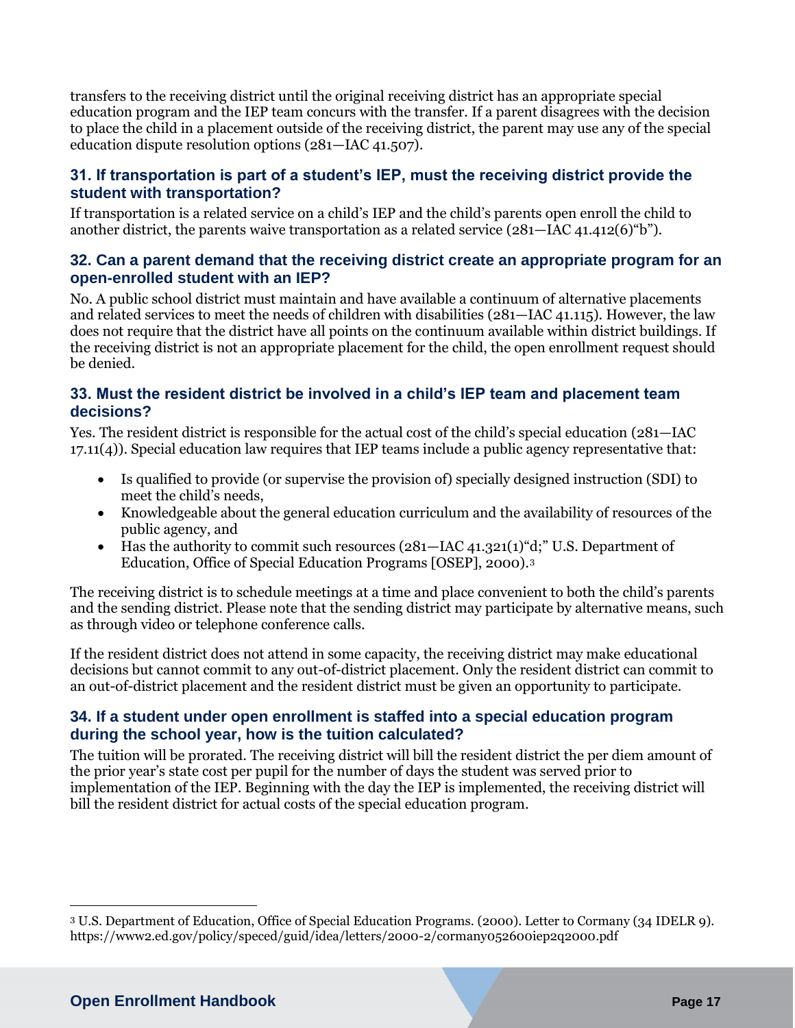transfers to the receiving district until the original receiving district has an appropriate special education program and the IEP team concurs with the transfer. If a parent disagrees with the decision to place the child in a placement outside of the receiving district, the parent may use any of the special education dispute resolution options (281—IAC 41.507).

### 31. If transportation is part of a student's IEP, must the receiving district provide the student with transportation?

If transportation is a related service on a child's IEP and the child's parents open enroll the child to another district, the parents waive transportation as a related service (281—IAC 41.412(6)"b").

### 32. Can a parent demand that the receiving district create an appropriate program for an open-enrolled student with an IEP?

No. A public school district must maintain and have available a continuum of alternative placements and related services to meet the needs of children with disabilities (281—IAC 41.115). However, the law does not require that the district have all points on the continuum available within district buildings. If the receiving district is not an appropriate placement for the child, the open enrollment request should be denied.

### 33. Must the resident district be involved in a child's IEP team and placement team decisions?

Yes. The resident district is responsible for the actual cost of the child's special education (281—IAC 17.11(4)). Special education law requires that IEP teams include a public agency representative that:

- Is qualified to provide (or supervise the provision of) specially designed instruction (SDI) to meet the child's needs,
- Knowledgeable about the general education curriculum and the availability of resources of the public agency, and
- Has the authority to commit such resources (281—IAC 41.321(1)"d;" U.S. Department of Education, Office of Special Education Programs [OSEP], 2000).[3]

The receiving district is to schedule meetings at a time and place convenient to both the child's parents and the sending district. Please note that the sending district may participate by alternative means, such as through video or telephone conference calls.

If the resident district does not attend in some capacity, the receiving district may make educational decisions but cannot commit to any out-of-district placement. Only the resident district can commit to an out-of-district placement and the resident district must be given an opportunity to participate.

### 34. If a student under open enrollment is staffed into a special education program during the school year, how is the tuition calculated?

The tuition will be prorated. The receiving district will bill the resident district the per diem amount of the prior year's state cost per pupil for the number of days the student was served prior to implementation of the IEP. Beginning with the day the IEP is implemented, the receiving district will bill the resident district for actual costs of the special education program.

---

[3] U.S. Department of Education, Office of Special Education Programs. (2000). Letter to Cormany (34 IDELR 9). https://www2.ed.gov/policy/speced/guid/idea/letters/2000-2/cormany052600iep2q2000.pdf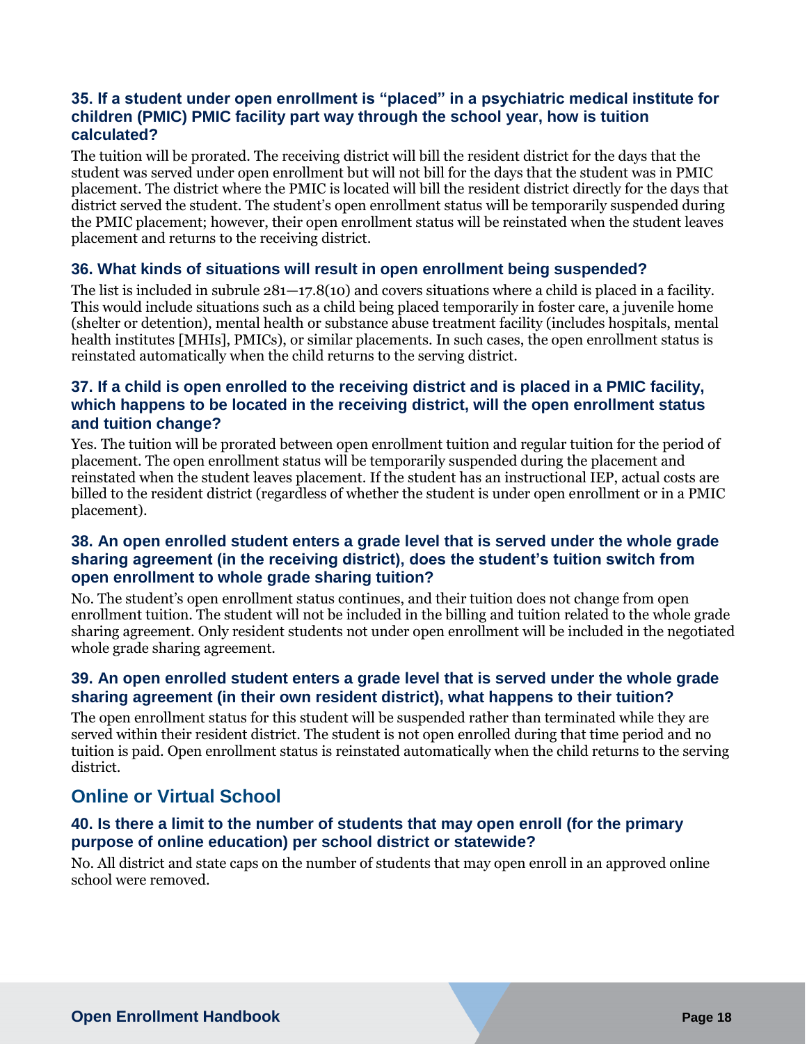### 35. If a student under open enrollment is "placed" in a psychiatric medical institute for children (PMIC) PMIC facility part way through the school year, how is tuition calculated?

The tuition will be prorated. The receiving district will bill the resident district for the days that the student was served under open enrollment but will not bill for the days that the student was in PMIC placement. The district where the PMIC is located will bill the resident district directly for the days that district served the student. The student's open enrollment status will be temporarily suspended during the PMIC placement; however, their open enrollment status will be reinstated when the student leaves placement and returns to the receiving district.

### 36. What kinds of situations will result in open enrollment being suspended?

The list is included in subrule 281—17.8(10) and covers situations where a child is placed in a facility. This would include situations such as a child being placed temporarily in foster care, a juvenile home (shelter or detention), mental health or substance abuse treatment facility (includes hospitals, mental health institutes [MHIs], PMICs), or similar placements. In such cases, the open enrollment status is reinstated automatically when the child returns to the serving district.

### 37. If a child is open enrolled to the receiving district and is placed in a PMIC facility, which happens to be located in the receiving district, will the open enrollment status and tuition change?

Yes. The tuition will be prorated between open enrollment tuition and regular tuition for the period of placement. The open enrollment status will be temporarily suspended during the placement and reinstated when the student leaves placement. If the student has an instructional IEP, actual costs are billed to the resident district (regardless of whether the student is under open enrollment or in a PMIC placement).

### 38. An open enrolled student enters a grade level that is served under the whole grade sharing agreement (in the receiving district), does the student's tuition switch from open enrollment to whole grade sharing tuition?

No. The student's open enrollment status continues, and their tuition does not change from open enrollment tuition. The student will not be included in the billing and tuition related to the whole grade sharing agreement. Only resident students not under open enrollment will be included in the negotiated whole grade sharing agreement.

### 39. An open enrolled student enters a grade level that is served under the whole grade sharing agreement (in their own resident district), what happens to their tuition?

The open enrollment status for this student will be suspended rather than terminated while they are served within their resident district. The student is not open enrolled during that time period and no tuition is paid. Open enrollment status is reinstated automatically when the child returns to the serving district.

## Online or Virtual School

### 40. Is there a limit to the number of students that may open enroll (for the primary purpose of online education) per school district or statewide?

No. All district and state caps on the number of students that may open enroll in an approved online school were removed.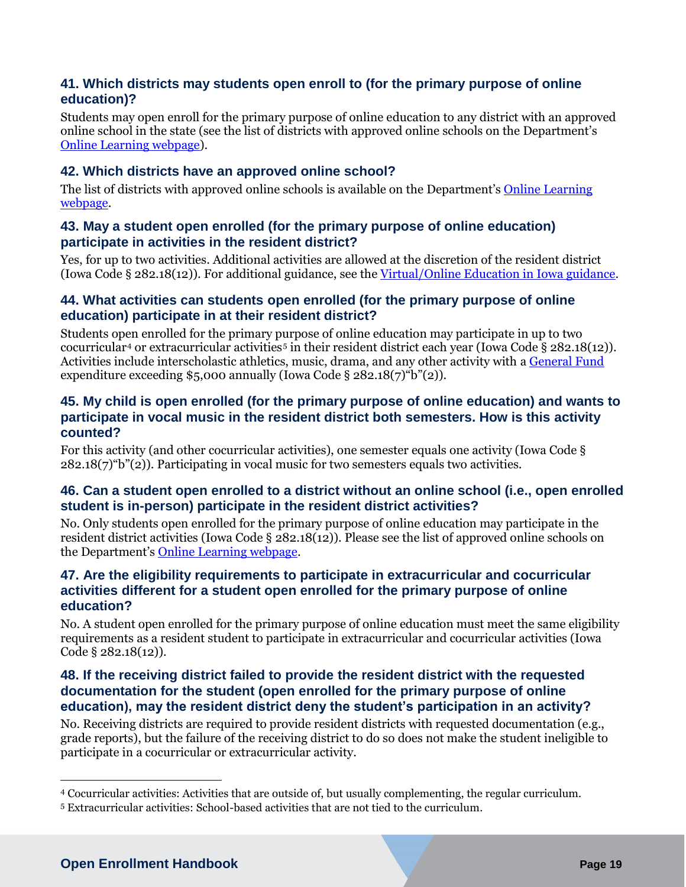### 41. Which districts may students open enroll to (for the primary purpose of online education)?

Students may open enroll for the primary purpose of online education to any district with an approved online school in the state (see the list of districts with approved online schools on the Department's Online Learning webpage).

### 42. Which districts have an approved online school?

The list of districts with approved online schools is available on the Department's Online Learning webpage.

### 43. May a student open enrolled (for the primary purpose of online education) participate in activities in the resident district?

Yes, for up to two activities. Additional activities are allowed at the discretion of the resident district (Iowa Code § 282.18(12)). For additional guidance, see the Virtual/Online Education in Iowa guidance.

### 44. What activities can students open enrolled (for the primary purpose of online education) participate in at their resident district?

Students open enrolled for the primary purpose of online education may participate in up to two cocurricular[4] or extracurricular activities[5] in their resident district each year (Iowa Code § 282.18(12)). Activities include interscholastic athletics, music, drama, and any other activity with a General Fund expenditure exceeding $5,000 annually (Iowa Code § 282.18(7)"b"(2)).

### 45. My child is open enrolled (for the primary purpose of online education) and wants to participate in vocal music in the resident district both semesters. How is this activity counted?

For this activity (and other cocurricular activities), one semester equals one activity (Iowa Code § 282.18(7)"b"(2)). Participating in vocal music for two semesters equals two activities.

### 46. Can a student open enrolled to a district without an online school (i.e., open enrolled student is in-person) participate in the resident district activities?

No. Only students open enrolled for the primary purpose of online education may participate in the resident district activities (Iowa Code § 282.18(12)). Please see the list of approved online schools on the Department's Online Learning webpage.

### 47. Are the eligibility requirements to participate in extracurricular and cocurricular activities different for a student open enrolled for the primary purpose of online education?

No. A student open enrolled for the primary purpose of online education must meet the same eligibility requirements as a resident student to participate in extracurricular and cocurricular activities (Iowa Code § 282.18(12)).

### 48. If the receiving district failed to provide the resident district with the requested documentation for the student (open enrolled for the primary purpose of online education), may the resident district deny the student's participation in an activity?

No. Receiving districts are required to provide resident districts with requested documentation (e.g., grade reports), but the failure of the receiving district to do so does not make the student ineligible to participate in a cocurricular or extracurricular activity.

---

[4] Cocurricular activities: Activities that are outside of, but usually complementing, the regular curriculum.

[5] Extracurricular activities: School-based activities that are not tied to the curriculum.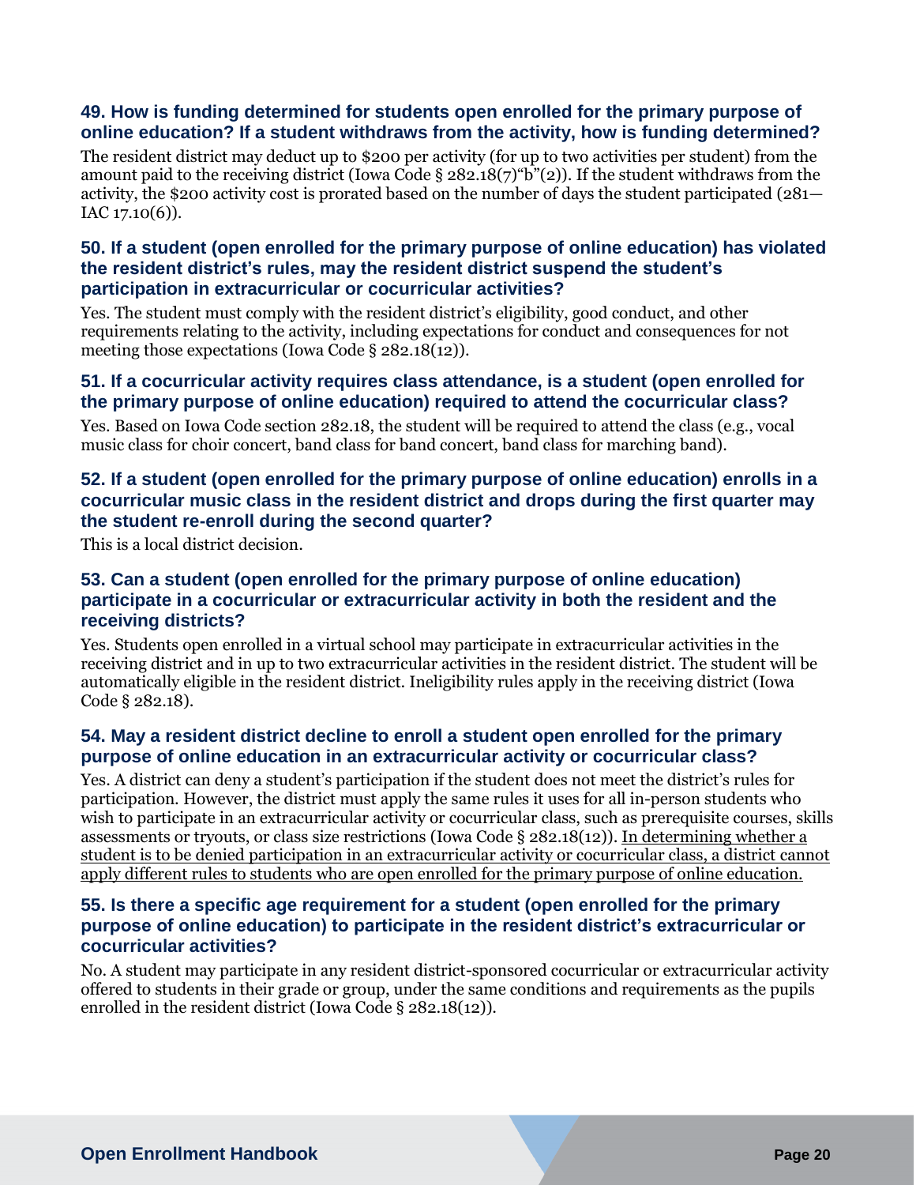### 49. How is funding determined for students open enrolled for the primary purpose of online education? If a student withdraws from the activity, how is funding determined?

The resident district may deduct up to $200 per activity (for up to two activities per student) from the amount paid to the receiving district (Iowa Code § 282.18(7)"b"(2)). If the student withdraws from the activity, the $200 activity cost is prorated based on the number of days the student participated (281—IAC 17.10(6)).

### 50. If a student (open enrolled for the primary purpose of online education) has violated the resident district's rules, may the resident district suspend the student's participation in extracurricular or cocurricular activities?

Yes. The student must comply with the resident district's eligibility, good conduct, and other requirements relating to the activity, including expectations for conduct and consequences for not meeting those expectations (Iowa Code § 282.18(12)).

### 51. If a cocurricular activity requires class attendance, is a student (open enrolled for the primary purpose of online education) required to attend the cocurricular class?

Yes. Based on Iowa Code section 282.18, the student will be required to attend the class (e.g., vocal music class for choir concert, band class for band concert, band class for marching band).

### 52. If a student (open enrolled for the primary purpose of online education) enrolls in a cocurricular music class in the resident district and drops during the first quarter may the student re-enroll during the second quarter?

This is a local district decision.

### 53. Can a student (open enrolled for the primary purpose of online education) participate in a cocurricular or extracurricular activity in both the resident and the receiving districts?

Yes. Students open enrolled in a virtual school may participate in extracurricular activities in the receiving district and in up to two extracurricular activities in the resident district. The student will be automatically eligible in the resident district. Ineligibility rules apply in the receiving district (Iowa Code § 282.18).

### 54. May a resident district decline to enroll a student open enrolled for the primary purpose of online education in an extracurricular activity or cocurricular class?

Yes. A district can deny a student's participation if the student does not meet the district's rules for participation. However, the district must apply the same rules it uses for all in-person students who wish to participate in an extracurricular activity or cocurricular class, such as prerequisite courses, skills assessments or tryouts, or class size restrictions (Iowa Code § 282.18(12)). <u>In determining whether a student is to be denied participation in an extracurricular activity or cocurricular class, a district cannot apply different rules to students who are open enrolled for the primary purpose of online education.</u>

### 55. Is there a specific age requirement for a student (open enrolled for the primary purpose of online education) to participate in the resident district's extracurricular or cocurricular activities?

No. A student may participate in any resident district-sponsored cocurricular or extracurricular activity offered to students in their grade or group, under the same conditions and requirements as the pupils enrolled in the resident district (Iowa Code § 282.18(12)).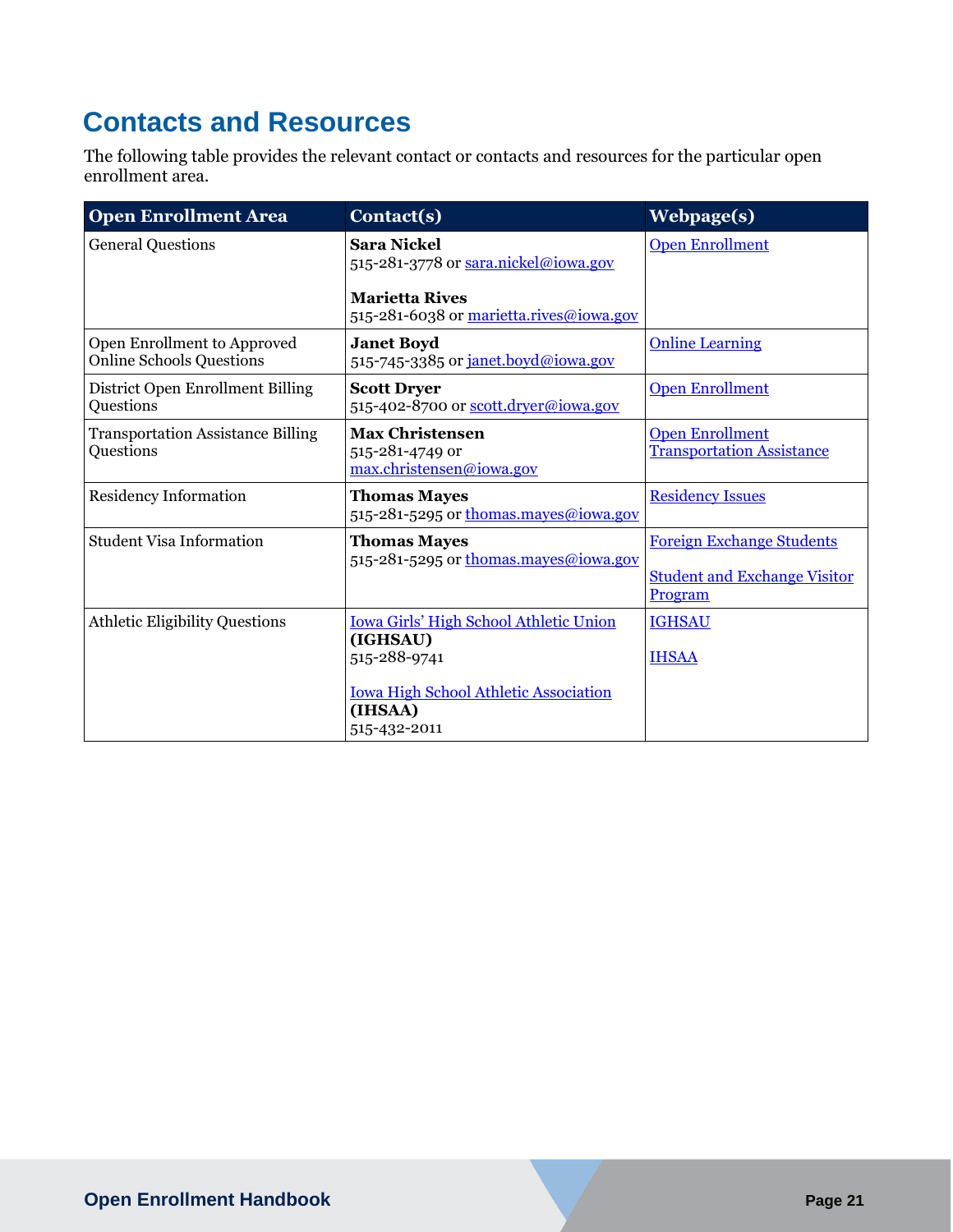## Contacts and Resources

The following table provides the relevant contact or contacts and resources for the particular open enrollment area.

| Open Enrollment Area | Contact(s) | Webpage(s) |
|---|---|---|
| General Questions | **Sara Nickel**<br>515-281-3778 or sara.nickel@iowa.gov<br><br>**Marietta Rives**<br>515-281-6038 or marietta.rives@iowa.gov | Open Enrollment |
| Open Enrollment to Approved Online Schools Questions | **Janet Boyd**<br>515-745-3385 or janet.boyd@iowa.gov | Online Learning |
| District Open Enrollment Billing Questions | **Scott Dryer**<br>515-402-8700 or scott.dryer@iowa.gov | Open Enrollment |
| Transportation Assistance Billing Questions | **Max Christensen**<br>515-281-4749 or max.christensen@iowa.gov | Open Enrollment Transportation Assistance |
| Residency Information | **Thomas Mayes**<br>515-281-5295 or thomas.mayes@iowa.gov | Residency Issues |
| Student Visa Information | **Thomas Mayes**<br>515-281-5295 or thomas.mayes@iowa.gov | Foreign Exchange Students<br><br>Student and Exchange Visitor Program |
| Athletic Eligibility Questions | Iowa Girls' High School Athletic Union **(IGHSAU)**<br>515-288-9741<br><br>Iowa High School Athletic Association **(IHSAA)**<br>515-432-2011 | IGHSAU<br><br>IHSAA |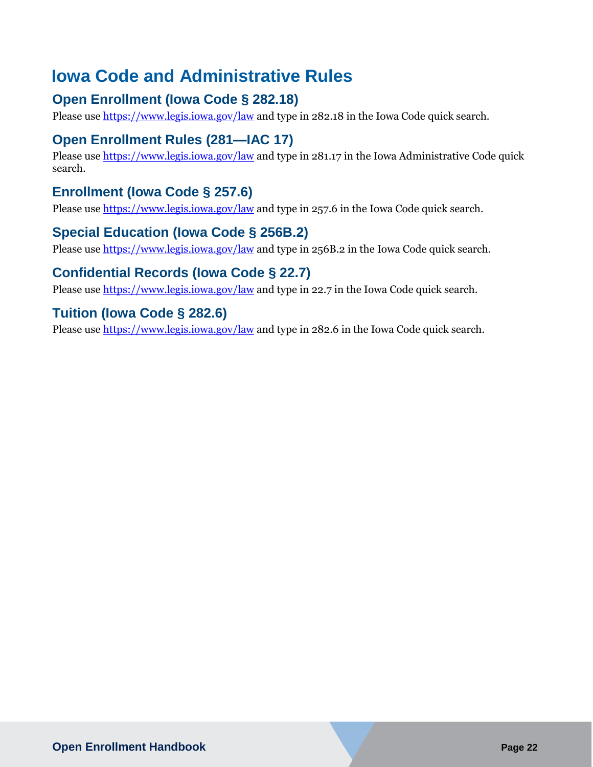# Iowa Code and Administrative Rules

## Open Enrollment (Iowa Code § 282.18)

Please use https://www.legis.iowa.gov/law and type in 282.18 in the Iowa Code quick search.

## Open Enrollment Rules (281—IAC 17)

Please use https://www.legis.iowa.gov/law and type in 281.17 in the Iowa Administrative Code quick search.

## Enrollment (Iowa Code § 257.6)

Please use https://www.legis.iowa.gov/law and type in 257.6 in the Iowa Code quick search.

## Special Education (Iowa Code § 256B.2)

Please use https://www.legis.iowa.gov/law and type in 256B.2 in the Iowa Code quick search.

## Confidential Records (Iowa Code § 22.7)

Please use https://www.legis.iowa.gov/law and type in 22.7 in the Iowa Code quick search.

## Tuition (Iowa Code § 282.6)

Please use https://www.legis.iowa.gov/law and type in 282.6 in the Iowa Code quick search.